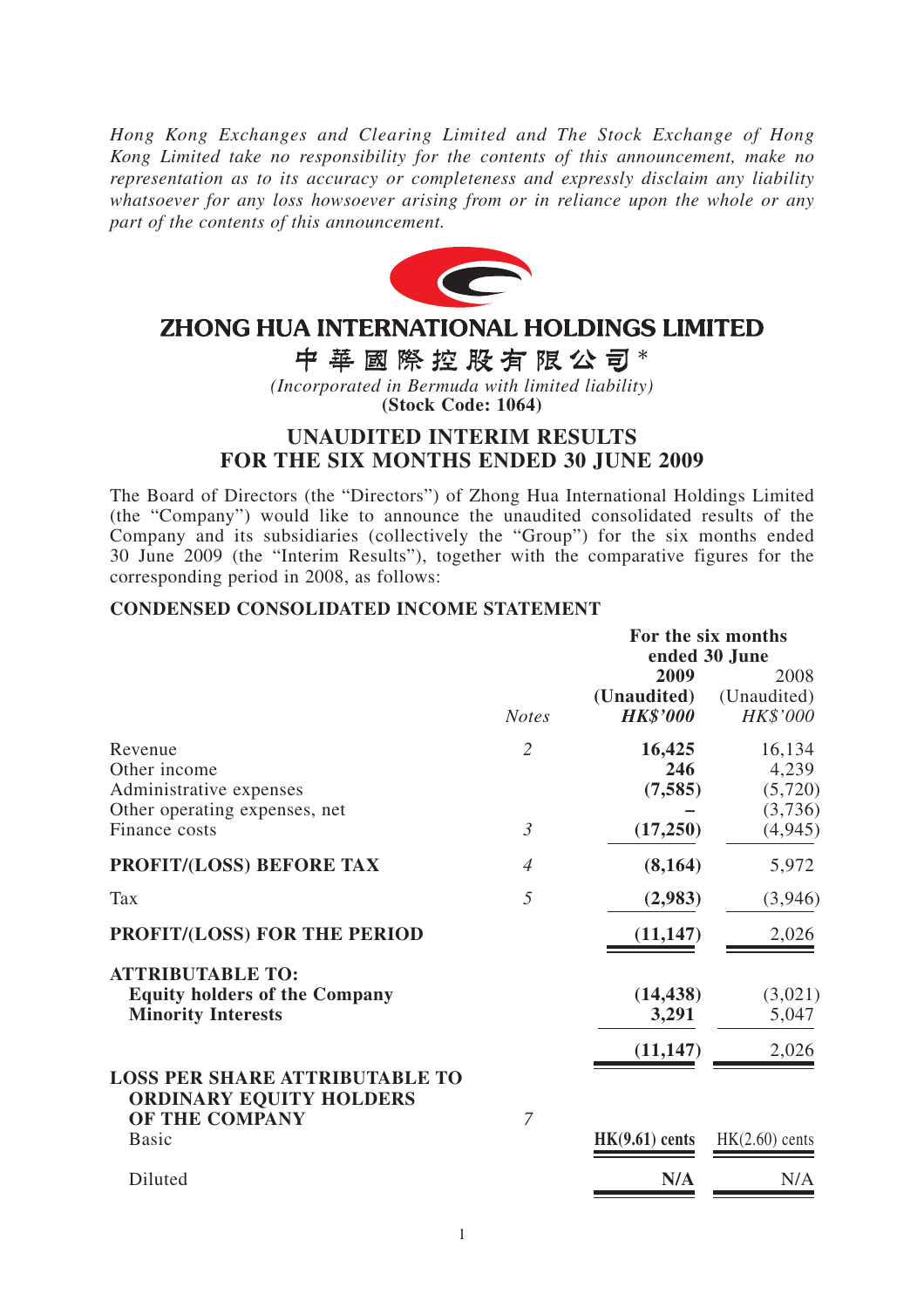*Hong Kong Exchanges and Clearing Limited and The Stock Exchange of Hong Kong Limited take no responsibility for the contents of this announcement, make no representation as to its accuracy or completeness and expressly disclaim any liability whatsoever for any loss howsoever arising from or in reliance upon the whole or any part of the contents of this announcement.*

# ZHONG HUA INTERNATIONAL HOLDINGS LIMITED

# 中華國際控股有限公司*

*(Incorporated in Bermuda with limited liability)*

**(Stock Code: 1064)**

## UNAUDITED INTERIM RESULTS FOR THE SIX MONTHS ENDED 30 JUNE 2009

The Board of Directors (the "Directors") of Zhong Hua International Holdings Limited (the "Company") would like to announce the unaudited consolidated results of the Company and its subsidiaries (collectively the "Group") for the six months ended 30 June 2009 (the "Interim Results"), together with the comparative figures for the corresponding period in 2008, as follows:

### CONDENSED CONSOLIDATED INCOME STATEMENT

| | | For the six months ended 30 June | |
|---|---|---|---|
| | | **2009** | 2008 |
| | | **(Unaudited)** | (Unaudited) |
| | *Notes* | ***HK$'000*** | *HK$'000* |
| Revenue | *2* | **16,425** | 16,134 |
| Other income | | **246** | 4,239 |
| Administrative expenses | | **(7,585)** | (5,720) |
| Other operating expenses, net | | **–** | (3,736) |
| Finance costs | *3* | **(17,250)** | (4,945) |
| **PROFIT/(LOSS) BEFORE TAX** | *4* | **(8,164)** | 5,972 |
| Tax | *5* | **(2,983)** | (3,946) |
| **PROFIT/(LOSS) FOR THE PERIOD** | | **(11,147)** | 2,026 |
| **ATTRIBUTABLE TO:** | | | |
| **Equity holders of the Company** | | **(14,438)** | (3,021) |
| **Minority Interests** | | **3,291** | 5,047 |
| | | **(11,147)** | 2,026 |
| **LOSS PER SHARE ATTRIBUTABLE TO ORDINARY EQUITY HOLDERS OF THE COMPANY** | *7* | | |
| Basic | | **HK(9.61) cents** | HK(2.60) cents |
| Diluted | | **N/A** | N/A |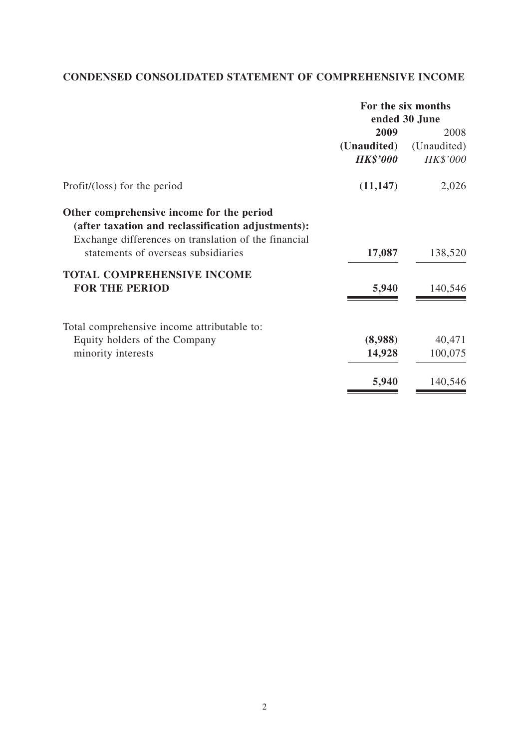## CONDENSED CONSOLIDATED STATEMENT OF COMPREHENSIVE INCOME

| | For the six months ended 30 June | |
|---|---|---|
| | **2009** | 2008 |
| | **(Unaudited)** | (Unaudited) |
| | ***HK$'000*** | *HK$'000* |
| Profit/(loss) for the period | **(11,147)** | 2,026 |
| **Other comprehensive income for the period (after taxation and reclassification adjustments):** | | |
| Exchange differences on translation of the financial statements of overseas subsidiaries | **17,087** | 138,520 |
| **TOTAL COMPREHENSIVE INCOME FOR THE PERIOD** | **5,940** | 140,546 |
| Total comprehensive income attributable to: | | |
| Equity holders of the Company | **(8,988)** | 40,471 |
| minority interests | **14,928** | 100,075 |
| | **5,940** | 140,546 |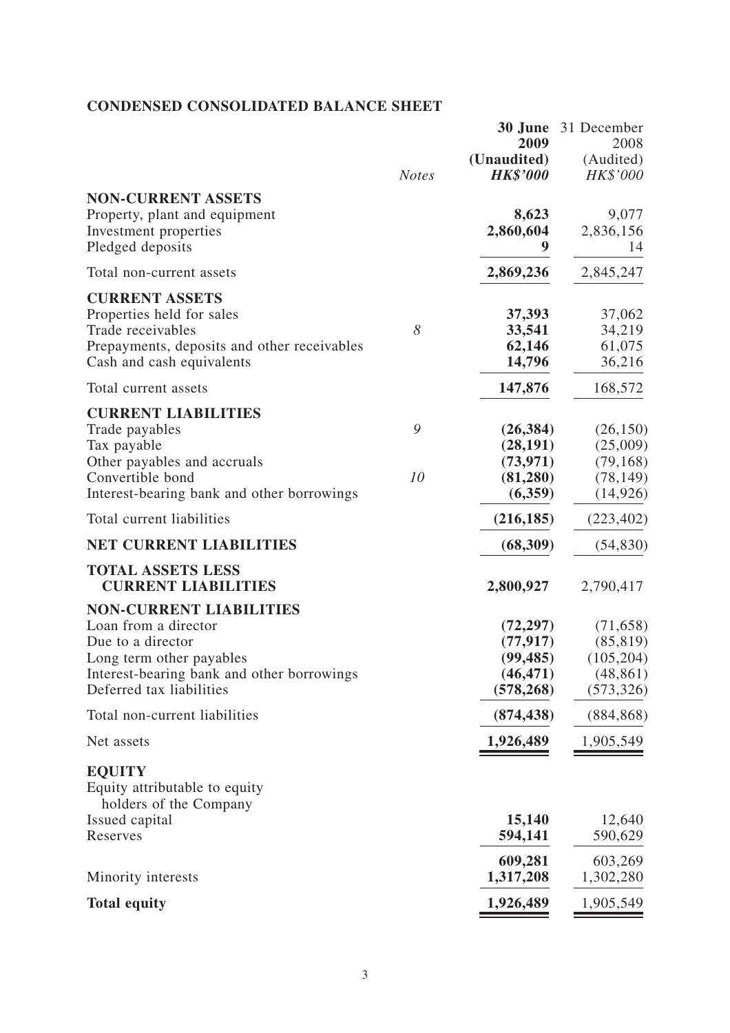## CONDENSED CONSOLIDATED BALANCE SHEET

| | *Notes* | **30 June 2009 (Unaudited) *HK$'000*** | 31 December 2008 (Audited) *HK$'000* |
|---|---|---|---|
| **NON-CURRENT ASSETS** | | | |
| Property, plant and equipment | | **8,623** | 9,077 |
| Investment properties | | **2,860,604** | 2,836,156 |
| Pledged deposits | | **9** | 14 |
| Total non-current assets | | **2,869,236** | 2,845,247 |
| **CURRENT ASSETS** | | | |
| Properties held for sales | | **37,393** | 37,062 |
| Trade receivables | *8* | **33,541** | 34,219 |
| Prepayments, deposits and other receivables | | **62,146** | 61,075 |
| Cash and cash equivalents | | **14,796** | 36,216 |
| Total current assets | | **147,876** | 168,572 |
| **CURRENT LIABILITIES** | | | |
| Trade payables | *9* | **(26,384)** | (26,150) |
| Tax payable | | **(28,191)** | (25,009) |
| Other payables and accruals | | **(73,971)** | (79,168) |
| Convertible bond | *10* | **(81,280)** | (78,149) |
| Interest-bearing bank and other borrowings | | **(6,359)** | (14,926) |
| Total current liabilities | | **(216,185)** | (223,402) |
| **NET CURRENT LIABILITIES** | | **(68,309)** | (54,830) |
| **TOTAL ASSETS LESS CURRENT LIABILITIES** | | **2,800,927** | 2,790,417 |
| **NON-CURRENT LIABILITIES** | | | |
| Loan from a director | | **(72,297)** | (71,658) |
| Due to a director | | **(77,917)** | (85,819) |
| Long term other payables | | **(99,485)** | (105,204) |
| Interest-bearing bank and other borrowings | | **(46,471)** | (48,861) |
| Deferred tax liabilities | | **(578,268)** | (573,326) |
| Total non-current liabilities | | **(874,438)** | (884,868) |
| Net assets | | **1,926,489** | 1,905,549 |
| **EQUITY** | | | |
| Equity attributable to equity holders of the Company | | | |
| Issued capital | | **15,140** | 12,640 |
| Reserves | | **594,141** | 590,629 |
| | | **609,281** | 603,269 |
| Minority interests | | **1,317,208** | 1,302,280 |
| **Total equity** | | **1,926,489** | 1,905,549 |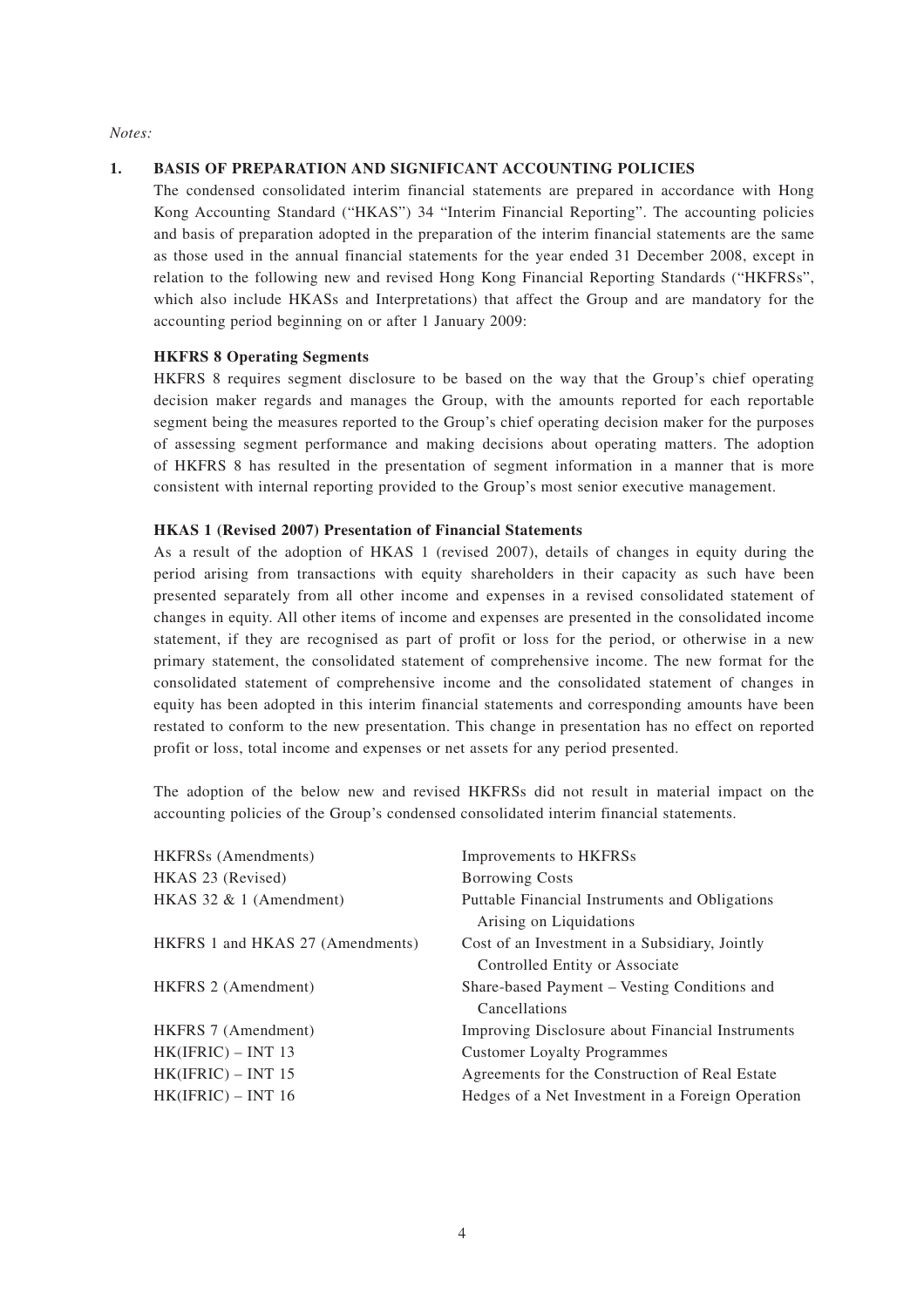*Notes:*

## 1. BASIS OF PREPARATION AND SIGNIFICANT ACCOUNTING POLICIES

The condensed consolidated interim financial statements are prepared in accordance with Hong Kong Accounting Standard ("HKAS") 34 "Interim Financial Reporting". The accounting policies and basis of preparation adopted in the preparation of the interim financial statements are the same as those used in the annual financial statements for the year ended 31 December 2008, except in relation to the following new and revised Hong Kong Financial Reporting Standards ("HKFRSs", which also include HKASs and Interpretations) that affect the Group and are mandatory for the accounting period beginning on or after 1 January 2009:

**HKFRS 8 Operating Segments**

HKFRS 8 requires segment disclosure to be based on the way that the Group's chief operating decision maker regards and manages the Group, with the amounts reported for each reportable segment being the measures reported to the Group's chief operating decision maker for the purposes of assessing segment performance and making decisions about operating matters. The adoption of HKFRS 8 has resulted in the presentation of segment information in a manner that is more consistent with internal reporting provided to the Group's most senior executive management.

**HKAS 1 (Revised 2007) Presentation of Financial Statements**

As a result of the adoption of HKAS 1 (revised 2007), details of changes in equity during the period arising from transactions with equity shareholders in their capacity as such have been presented separately from all other income and expenses in a revised consolidated statement of changes in equity. All other items of income and expenses are presented in the consolidated income statement, if they are recognised as part of profit or loss for the period, or otherwise in a new primary statement, the consolidated statement of comprehensive income. The new format for the consolidated statement of comprehensive income and the consolidated statement of changes in equity has been adopted in this interim financial statements and corresponding amounts have been restated to conform to the new presentation. This change in presentation has no effect on reported profit or loss, total income and expenses or net assets for any period presented.

The adoption of the below new and revised HKFRSs did not result in material impact on the accounting policies of the Group's condensed consolidated interim financial statements.

| | |
|---|---|
| HKFRSs (Amendments) | Improvements to HKFRSs |
| HKAS 23 (Revised) | Borrowing Costs |
| HKAS 32 & 1 (Amendment) | Puttable Financial Instruments and Obligations Arising on Liquidations |
| HKFRS 1 and HKAS 27 (Amendments) | Cost of an Investment in a Subsidiary, Jointly Controlled Entity or Associate |
| HKFRS 2 (Amendment) | Share-based Payment – Vesting Conditions and Cancellations |
| HKFRS 7 (Amendment) | Improving Disclosure about Financial Instruments |
| HK(IFRIC) – INT 13 | Customer Loyalty Programmes |
| HK(IFRIC) – INT 15 | Agreements for the Construction of Real Estate |
| HK(IFRIC) – INT 16 | Hedges of a Net Investment in a Foreign Operation |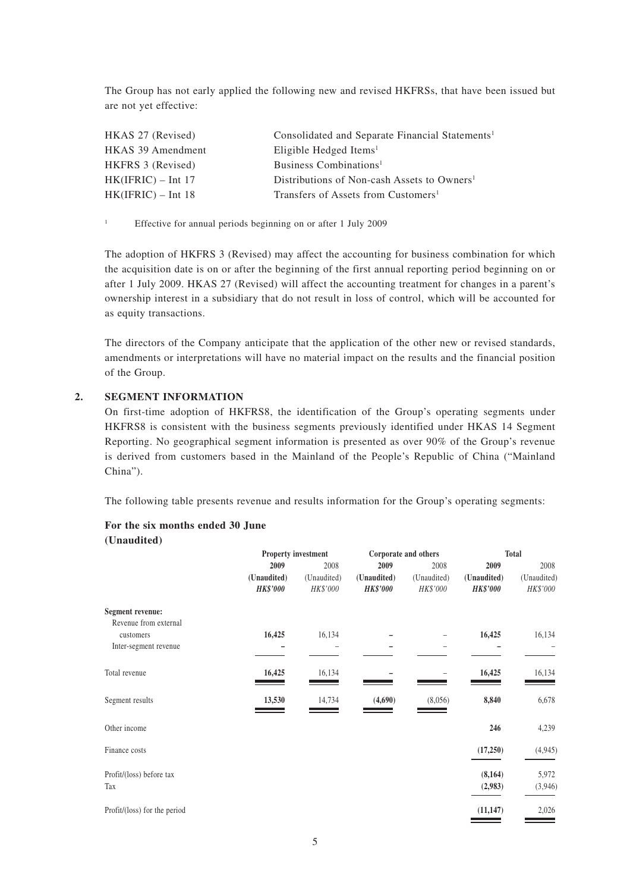The Group has not early applied the following new and revised HKFRSs, that have been issued but are not yet effective:

| | |
|---|---|
| HKAS 27 (Revised) | Consolidated and Separate Financial Statements[1] |
| HKAS 39 Amendment | Eligible Hedged Items[1] |
| HKFRS 3 (Revised) | Business Combinations[1] |
| HK(IFRIC) – Int 17 | Distributions of Non-cash Assets to Owners[1] |
| HK(IFRIC) – Int 18 | Transfers of Assets from Customers[1] |

[1] Effective for annual periods beginning on or after 1 July 2009

The adoption of HKFRS 3 (Revised) may affect the accounting for business combination for which the acquisition date is on or after the beginning of the first annual reporting period beginning on or after 1 July 2009. HKAS 27 (Revised) will affect the accounting treatment for changes in a parent's ownership interest in a subsidiary that do not result in loss of control, which will be accounted for as equity transactions.

The directors of the Company anticipate that the application of the other new or revised standards, amendments or interpretations will have no material impact on the results and the financial position of the Group.

## 2. SEGMENT INFORMATION

On first-time adoption of HKFRS8, the identification of the Group's operating segments under HKFRS8 is consistent with the business segments previously identified under HKAS 14 Segment Reporting. No geographical segment information is presented as over 90% of the Group's revenue is derived from customers based in the Mainland of the People's Republic of China ("Mainland China").

The following table presents revenue and results information for the Group's operating segments:

**For the six months ended 30 June**
**(Unaudited)**

| | Property investment | | Corporate and others | | Total | |
|---|---|---|---|---|---|---|
| | **2009** | 2008 | **2009** | 2008 | **2009** | 2008 |
| | **(Unaudited)** | (Unaudited) | **(Unaudited)** | (Unaudited) | **(Unaudited)** | (Unaudited) |
| | ***HK$'000*** | *HK$'000* | ***HK$'000*** | *HK$'000* | ***HK$'000*** | *HK$'000* |
| **Segment revenue:** | | | | | | |
| Revenue from external customers | **16,425** | 16,134 | **–** | – | **16,425** | 16,134 |
| Inter-segment revenue | **–** | – | **–** | – | **–** | – |
| Total revenue | **16,425** | 16,134 | **–** | – | **16,425** | 16,134 |
| Segment results | **13,530** | 14,734 | **(4,690)** | (8,056) | **8,840** | 6,678 |
| Other income | | | | | **246** | 4,239 |
| Finance costs | | | | | **(17,250)** | (4,945) |
| Profit/(loss) before tax | | | | | **(8,164)** | 5,972 |
| Tax | | | | | **(2,983)** | (3,946) |
| Profit/(loss) for the period | | | | | **(11,147)** | 2,026 |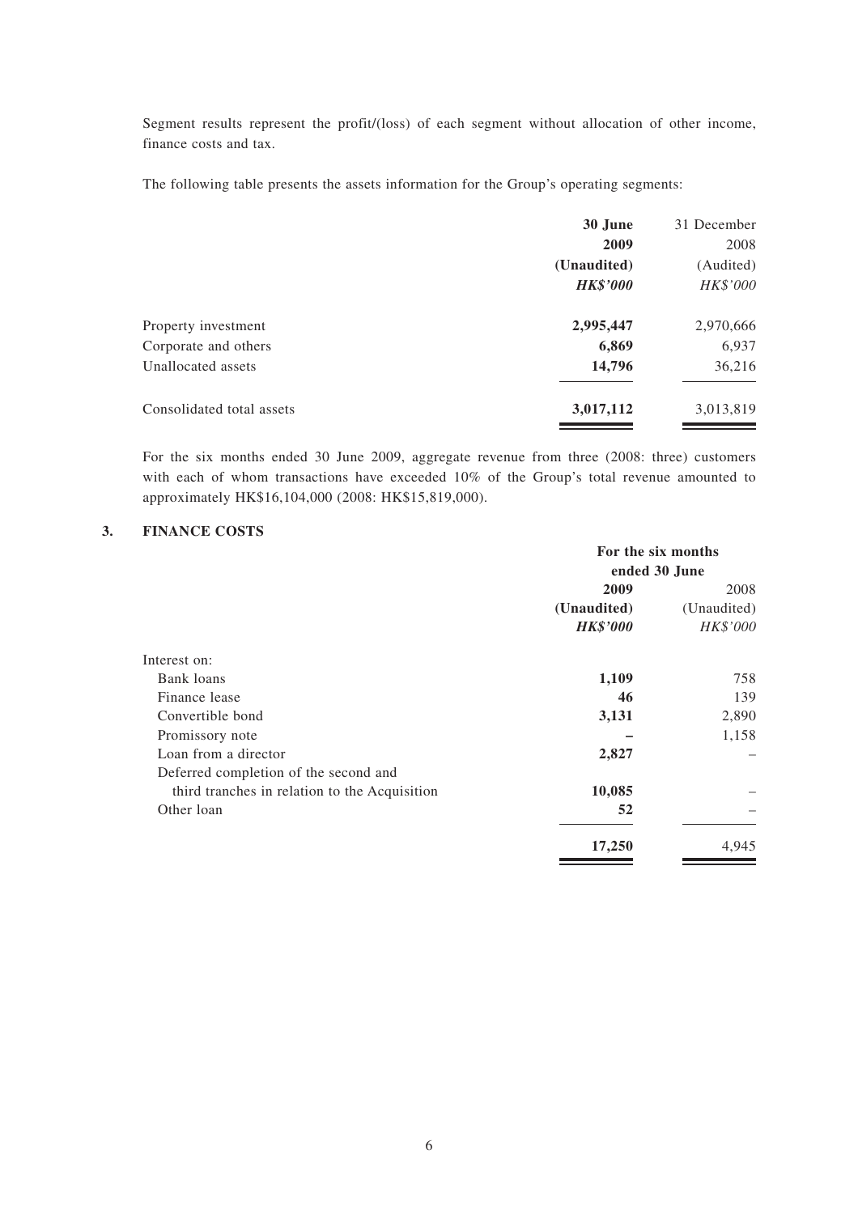Segment results represent the profit/(loss) of each segment without allocation of other income, finance costs and tax.

The following table presents the assets information for the Group's operating segments:

| | **30 June 2009** | 31 December 2008 |
|---|---|---|
| | **(Unaudited)** | (Audited) |
| | ***HK$'000*** | *HK$'000* |
| Property investment | **2,995,447** | 2,970,666 |
| Corporate and others | **6,869** | 6,937 |
| Unallocated assets | **14,796** | 36,216 |
| Consolidated total assets | **3,017,112** | 3,013,819 |

For the six months ended 30 June 2009, aggregate revenue from three (2008: three) customers with each of whom transactions have exceeded 10% of the Group's total revenue amounted to approximately HK$16,104,000 (2008: HK$15,819,000).

## 3. FINANCE COSTS

| | **For the six months ended 30 June** | |
|---|---|---|
| | **2009** | 2008 |
| | **(Unaudited)** | (Unaudited) |
| | ***HK$'000*** | *HK$'000* |
| Interest on: | | |
| Bank loans | **1,109** | 758 |
| Finance lease | **46** | 139 |
| Convertible bond | **3,131** | 2,890 |
| Promissory note | **–** | 1,158 |
| Loan from a director | **2,827** | – |
| Deferred completion of the second and third tranches in relation to the Acquisition | **10,085** | – |
| Other loan | **52** | – |
| | **17,250** | 4,945 |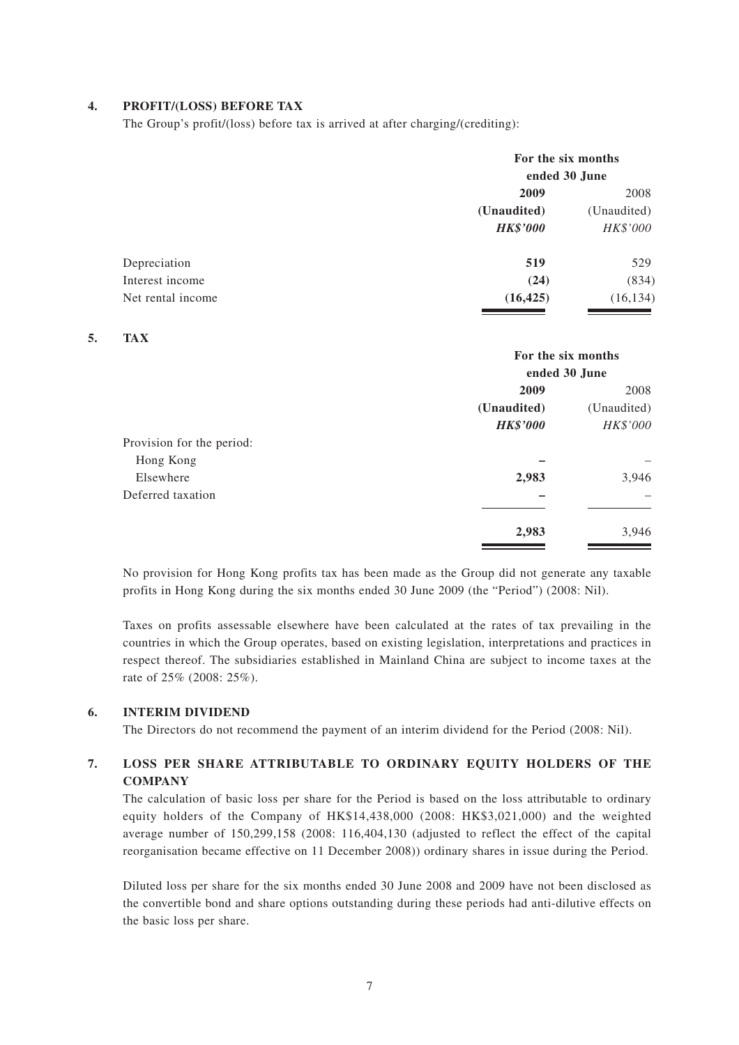## 4. PROFIT/(LOSS) BEFORE TAX

The Group's profit/(loss) before tax is arrived at after charging/(crediting):

| | For the six months ended 30 June | |
|---|---|---|
| | **2009** | 2008 |
| | **(Unaudited)** | (Unaudited) |
| | ***HK$'000*** | *HK$'000* |
| Depreciation | **519** | 529 |
| Interest income | **(24)** | (834) |
| Net rental income | **(16,425)** | (16,134) |

## 5. TAX

| | For the six months ended 30 June | |
|---|---|---|
| | **2009** | 2008 |
| | **(Unaudited)** | (Unaudited) |
| | ***HK$'000*** | *HK$'000* |
| Provision for the period: | | |
| Hong Kong | **–** | – |
| Elsewhere | **2,983** | 3,946 |
| Deferred taxation | **–** | – |
| | **2,983** | 3,946 |

No provision for Hong Kong profits tax has been made as the Group did not generate any taxable profits in Hong Kong during the six months ended 30 June 2009 (the "Period") (2008: Nil).

Taxes on profits assessable elsewhere have been calculated at the rates of tax prevailing in the countries in which the Group operates, based on existing legislation, interpretations and practices in respect thereof. The subsidiaries established in Mainland China are subject to income taxes at the rate of 25% (2008: 25%).

## 6. INTERIM DIVIDEND

The Directors do not recommend the payment of an interim dividend for the Period (2008: Nil).

## 7. LOSS PER SHARE ATTRIBUTABLE TO ORDINARY EQUITY HOLDERS OF THE COMPANY

The calculation of basic loss per share for the Period is based on the loss attributable to ordinary equity holders of the Company of HK$14,438,000 (2008: HK$3,021,000) and the weighted average number of 150,299,158 (2008: 116,404,130 (adjusted to reflect the effect of the capital reorganisation became effective on 11 December 2008)) ordinary shares in issue during the Period.

Diluted loss per share for the six months ended 30 June 2008 and 2009 have not been disclosed as the convertible bond and share options outstanding during these periods had anti-dilutive effects on the basic loss per share.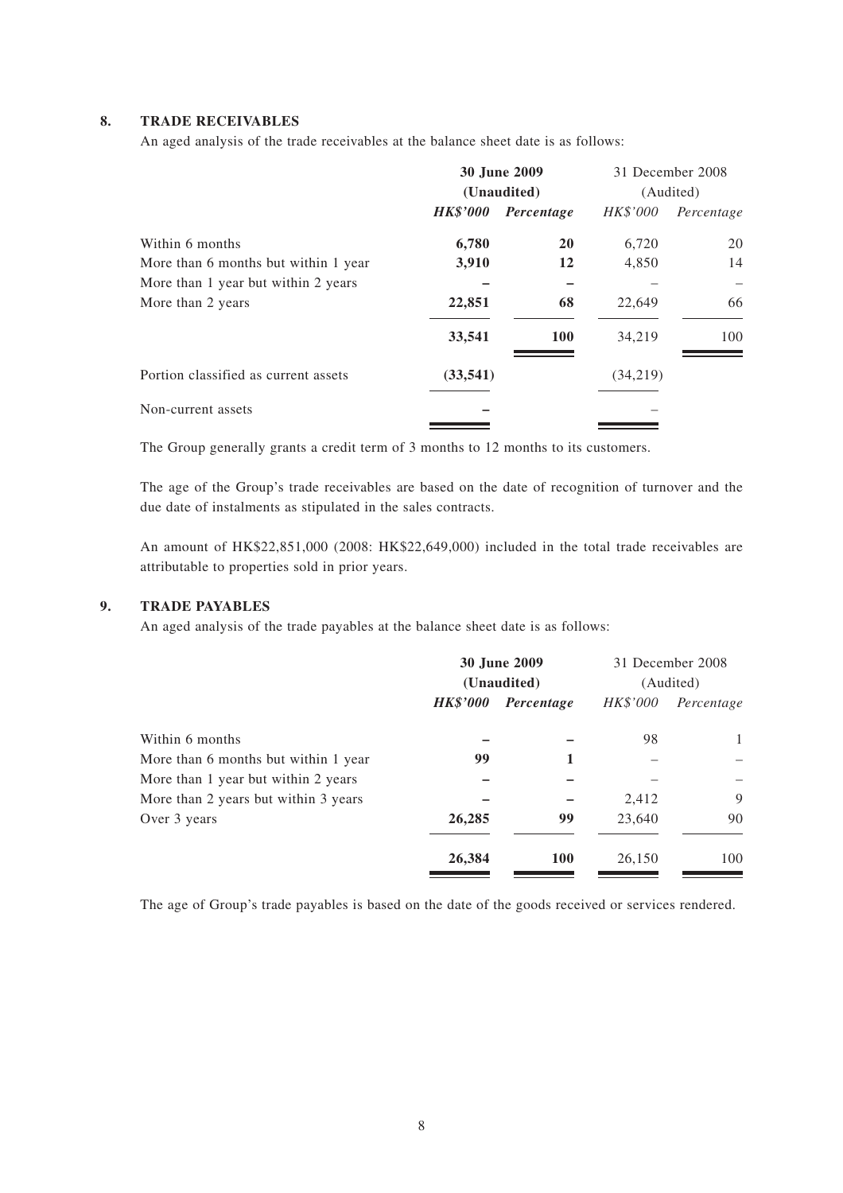## 8. TRADE RECEIVABLES

An aged analysis of the trade receivables at the balance sheet date is as follows:

| | **30 June 2009 (Unaudited)** | | 31 December 2008 (Audited) | |
|---|---|---|---|---|
| | ***HK$'000*** | ***Percentage*** | *HK$'000* | *Percentage* |
| Within 6 months | **6,780** | **20** | 6,720 | 20 |
| More than 6 months but within 1 year | **3,910** | **12** | 4,850 | 14 |
| More than 1 year but within 2 years | **–** | **–** | – | – |
| More than 2 years | **22,851** | **68** | 22,649 | 66 |
| | **33,541** | **100** | 34,219 | 100 |
| Portion classified as current assets | **(33,541)** | | (34,219) | |
| Non-current assets | **–** | | – | |

The Group generally grants a credit term of 3 months to 12 months to its customers.

The age of the Group's trade receivables are based on the date of recognition of turnover and the due date of instalments as stipulated in the sales contracts.

An amount of HK$22,851,000 (2008: HK$22,649,000) included in the total trade receivables are attributable to properties sold in prior years.

## 9. TRADE PAYABLES

An aged analysis of the trade payables at the balance sheet date is as follows:

| | **30 June 2009 (Unaudited)** | | 31 December 2008 (Audited) | |
|---|---|---|---|---|
| | ***HK$'000*** | ***Percentage*** | *HK$'000* | *Percentage* |
| Within 6 months | **–** | **–** | 98 | 1 |
| More than 6 months but within 1 year | **99** | **1** | – | – |
| More than 1 year but within 2 years | **–** | **–** | – | – |
| More than 2 years but within 3 years | **–** | **–** | 2,412 | 9 |
| Over 3 years | **26,285** | **99** | 23,640 | 90 |
| | **26,384** | **100** | 26,150 | 100 |

The age of Group's trade payables is based on the date of the goods received or services rendered.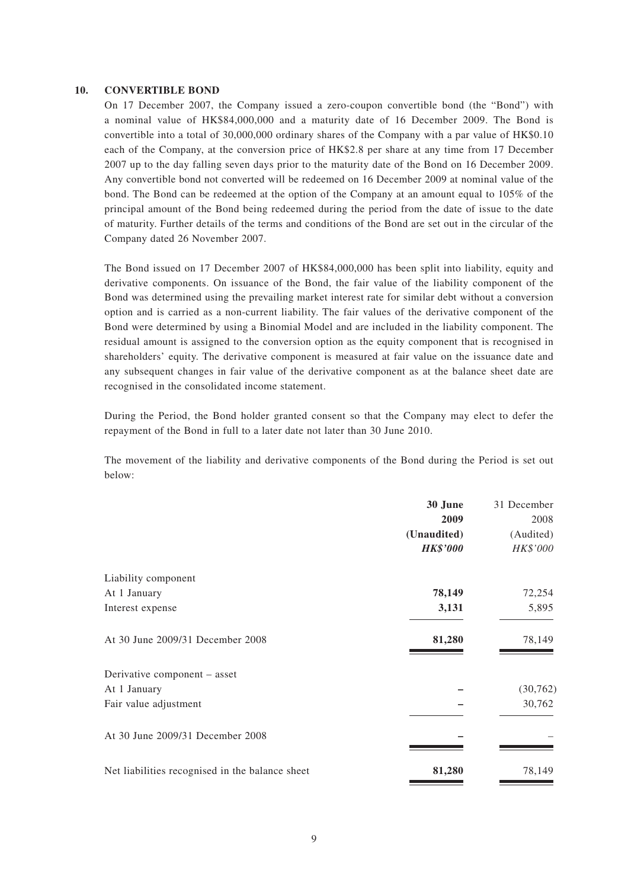## 10. CONVERTIBLE BOND

On 17 December 2007, the Company issued a zero-coupon convertible bond (the "Bond") with a nominal value of HK$84,000,000 and a maturity date of 16 December 2009. The Bond is convertible into a total of 30,000,000 ordinary shares of the Company with a par value of HK$0.10 each of the Company, at the conversion price of HK$2.8 per share at any time from 17 December 2007 up to the day falling seven days prior to the maturity date of the Bond on 16 December 2009. Any convertible bond not converted will be redeemed on 16 December 2009 at nominal value of the bond. The Bond can be redeemed at the option of the Company at an amount equal to 105% of the principal amount of the Bond being redeemed during the period from the date of issue to the date of maturity. Further details of the terms and conditions of the Bond are set out in the circular of the Company dated 26 November 2007.

The Bond issued on 17 December 2007 of HK$84,000,000 has been split into liability, equity and derivative components. On issuance of the Bond, the fair value of the liability component of the Bond was determined using the prevailing market interest rate for similar debt without a conversion option and is carried as a non-current liability. The fair values of the derivative component of the Bond were determined by using a Binomial Model and are included in the liability component. The residual amount is assigned to the conversion option as the equity component that is recognised in shareholders' equity. The derivative component is measured at fair value on the issuance date and any subsequent changes in fair value of the derivative component as at the balance sheet date are recognised in the consolidated income statement.

During the Period, the Bond holder granted consent so that the Company may elect to defer the repayment of the Bond in full to a later date not later than 30 June 2010.

The movement of the liability and derivative components of the Bond during the Period is set out below:

| | **30 June 2009 (Unaudited)** | 31 December 2008 (Audited) |
|---|---|---|
| | ***HK$'000*** | *HK$'000* |
| Liability component | | |
| At 1 January | **78,149** | 72,254 |
| Interest expense | **3,131** | 5,895 |
| At 30 June 2009/31 December 2008 | **81,280** | 78,149 |
| Derivative component – asset | | |
| At 1 January | **–** | (30,762) |
| Fair value adjustment | **–** | 30,762 |
| At 30 June 2009/31 December 2008 | **–** | – |
| Net liabilities recognised in the balance sheet | **81,280** | 78,149 |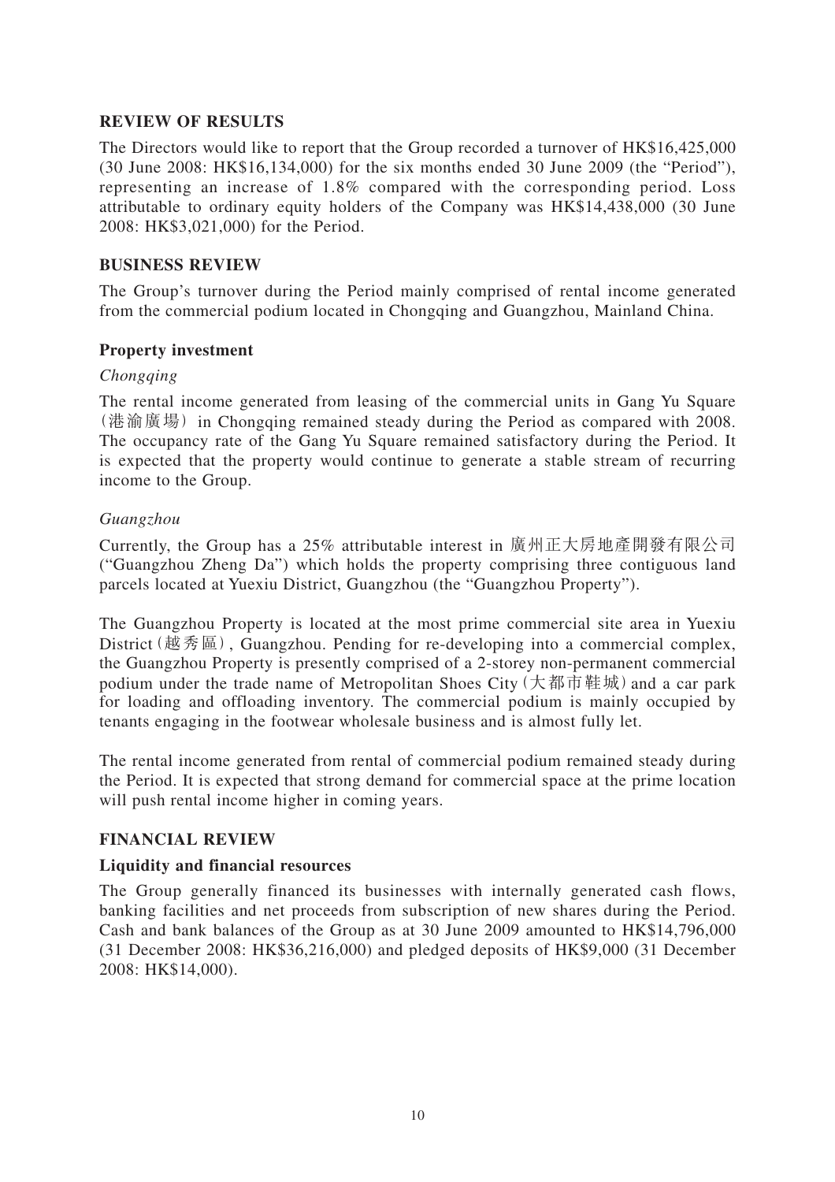## REVIEW OF RESULTS

The Directors would like to report that the Group recorded a turnover of HK$16,425,000 (30 June 2008: HK$16,134,000) for the six months ended 30 June 2009 (the "Period"), representing an increase of 1.8% compared with the corresponding period. Loss attributable to ordinary equity holders of the Company was HK$14,438,000 (30 June 2008: HK$3,021,000) for the Period.

## BUSINESS REVIEW

The Group's turnover during the Period mainly comprised of rental income generated from the commercial podium located in Chongqing and Guangzhou, Mainland China.

### Property investment

*Chongqing*

The rental income generated from leasing of the commercial units in Gang Yu Square (港渝廣場) in Chongqing remained steady during the Period as compared with 2008. The occupancy rate of the Gang Yu Square remained satisfactory during the Period. It is expected that the property would continue to generate a stable stream of recurring income to the Group.

*Guangzhou*

Currently, the Group has a 25% attributable interest in 廣州正大房地產開發有限公司 ("Guangzhou Zheng Da") which holds the property comprising three contiguous land parcels located at Yuexiu District, Guangzhou (the "Guangzhou Property").

The Guangzhou Property is located at the most prime commercial site area in Yuexiu District (越秀區), Guangzhou. Pending for re-developing into a commercial complex, the Guangzhou Property is presently comprised of a 2-storey non-permanent commercial podium under the trade name of Metropolitan Shoes City (大都市鞋城) and a car park for loading and offloading inventory. The commercial podium is mainly occupied by tenants engaging in the footwear wholesale business and is almost fully let.

The rental income generated from rental of commercial podium remained steady during the Period. It is expected that strong demand for commercial space at the prime location will push rental income higher in coming years.

## FINANCIAL REVIEW

### Liquidity and financial resources

The Group generally financed its businesses with internally generated cash flows, banking facilities and net proceeds from subscription of new shares during the Period. Cash and bank balances of the Group as at 30 June 2009 amounted to HK$14,796,000 (31 December 2008: HK$36,216,000) and pledged deposits of HK$9,000 (31 December 2008: HK$14,000).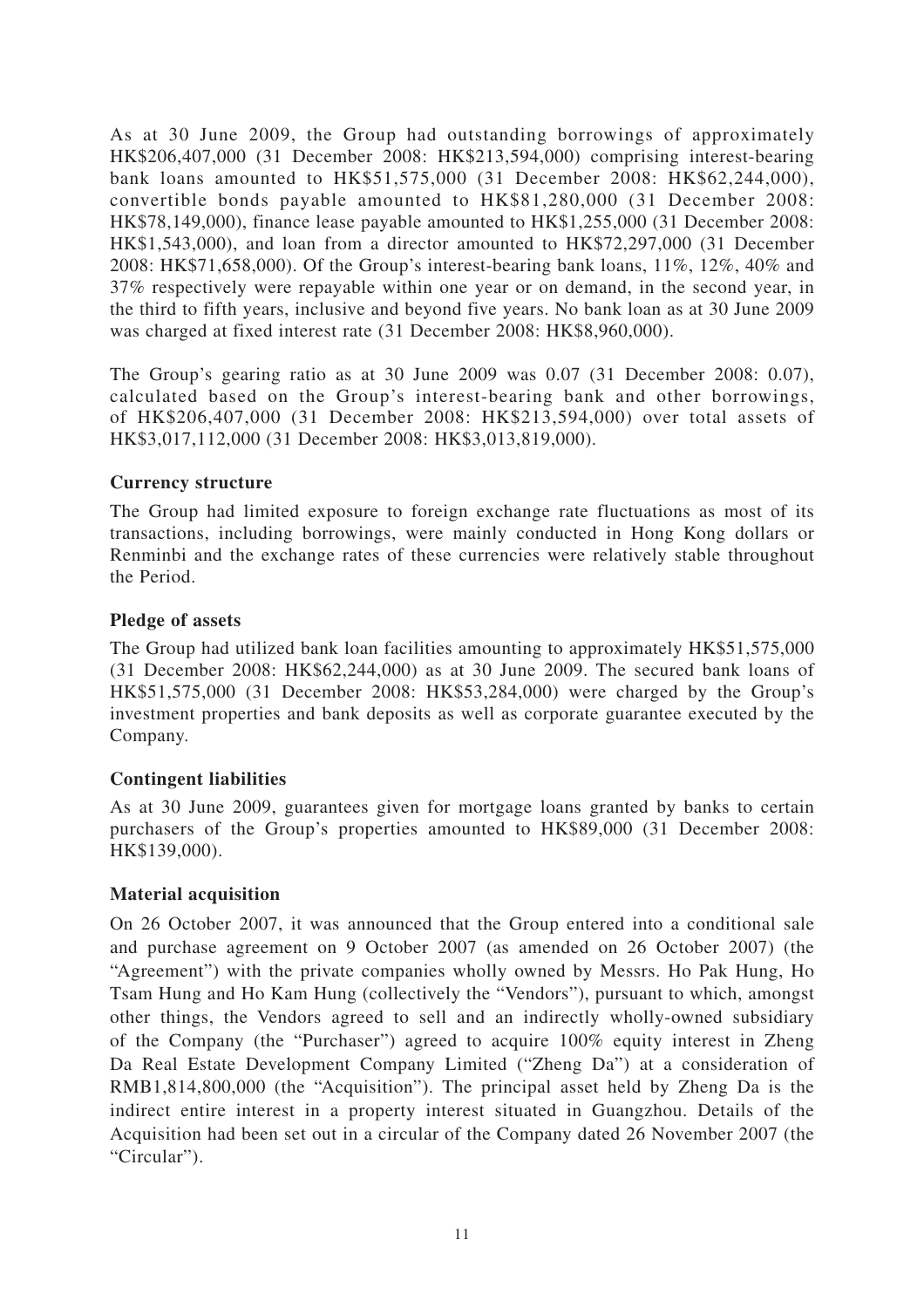As at 30 June 2009, the Group had outstanding borrowings of approximately HK$206,407,000 (31 December 2008: HK$213,594,000) comprising interest-bearing bank loans amounted to HK$51,575,000 (31 December 2008: HK$62,244,000), convertible bonds payable amounted to HK$81,280,000 (31 December 2008: HK$78,149,000), finance lease payable amounted to HK$1,255,000 (31 December 2008: HK$1,543,000), and loan from a director amounted to HK$72,297,000 (31 December 2008: HK$71,658,000). Of the Group's interest-bearing bank loans, 11%, 12%, 40% and 37% respectively were repayable within one year or on demand, in the second year, in the third to fifth years, inclusive and beyond five years. No bank loan as at 30 June 2009 was charged at fixed interest rate (31 December 2008: HK$8,960,000).

The Group's gearing ratio as at 30 June 2009 was 0.07 (31 December 2008: 0.07), calculated based on the Group's interest-bearing bank and other borrowings, of HK$206,407,000 (31 December 2008: HK$213,594,000) over total assets of HK$3,017,112,000 (31 December 2008: HK$3,013,819,000).

**Currency structure**

The Group had limited exposure to foreign exchange rate fluctuations as most of its transactions, including borrowings, were mainly conducted in Hong Kong dollars or Renminbi and the exchange rates of these currencies were relatively stable throughout the Period.

**Pledge of assets**

The Group had utilized bank loan facilities amounting to approximately HK$51,575,000 (31 December 2008: HK$62,244,000) as at 30 June 2009. The secured bank loans of HK$51,575,000 (31 December 2008: HK$53,284,000) were charged by the Group's investment properties and bank deposits as well as corporate guarantee executed by the Company.

**Contingent liabilities**

As at 30 June 2009, guarantees given for mortgage loans granted by banks to certain purchasers of the Group's properties amounted to HK$89,000 (31 December 2008: HK$139,000).

**Material acquisition**

On 26 October 2007, it was announced that the Group entered into a conditional sale and purchase agreement on 9 October 2007 (as amended on 26 October 2007) (the "Agreement") with the private companies wholly owned by Messrs. Ho Pak Hung, Ho Tsam Hung and Ho Kam Hung (collectively the "Vendors"), pursuant to which, amongst other things, the Vendors agreed to sell and an indirectly wholly-owned subsidiary of the Company (the "Purchaser") agreed to acquire 100% equity interest in Zheng Da Real Estate Development Company Limited ("Zheng Da") at a consideration of RMB1,814,800,000 (the "Acquisition"). The principal asset held by Zheng Da is the indirect entire interest in a property interest situated in Guangzhou. Details of the Acquisition had been set out in a circular of the Company dated 26 November 2007 (the "Circular").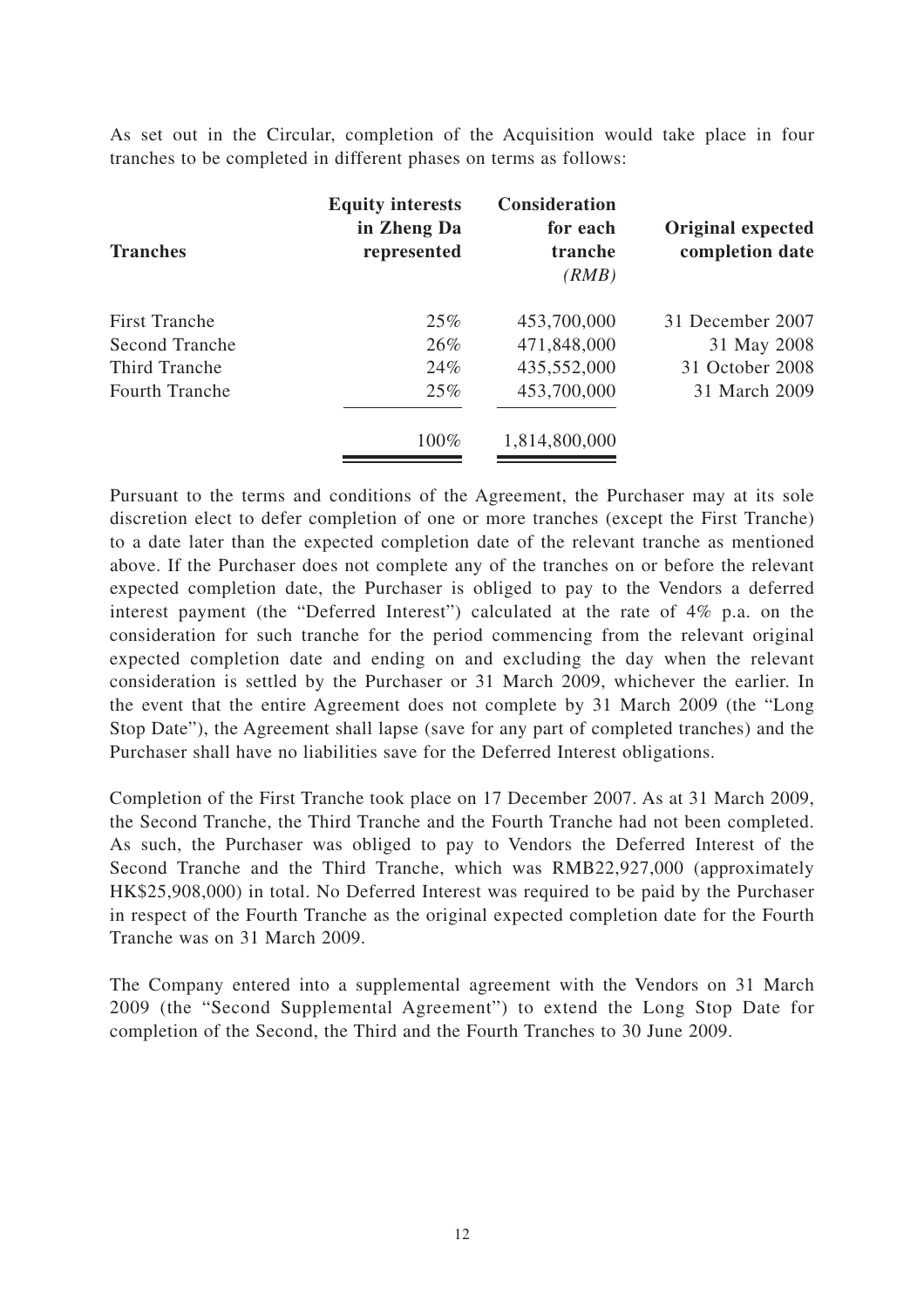As set out in the Circular, completion of the Acquisition would take place in four tranches to be completed in different phases on terms as follows:

| Tranches | Equity interests in Zheng Da represented | Consideration for each tranche *(RMB)* | Original expected completion date |
|---|---|---|---|
| First Tranche | 25% | 453,700,000 | 31 December 2007 |
| Second Tranche | 26% | 471,848,000 | 31 May 2008 |
| Third Tranche | 24% | 435,552,000 | 31 October 2008 |
| Fourth Tranche | 25% | 453,700,000 | 31 March 2009 |
| | 100% | 1,814,800,000 | |

Pursuant to the terms and conditions of the Agreement, the Purchaser may at its sole discretion elect to defer completion of one or more tranches (except the First Tranche) to a date later than the expected completion date of the relevant tranche as mentioned above. If the Purchaser does not complete any of the tranches on or before the relevant expected completion date, the Purchaser is obliged to pay to the Vendors a deferred interest payment (the "Deferred Interest") calculated at the rate of 4% p.a. on the consideration for such tranche for the period commencing from the relevant original expected completion date and ending on and excluding the day when the relevant consideration is settled by the Purchaser or 31 March 2009, whichever the earlier. In the event that the entire Agreement does not complete by 31 March 2009 (the "Long Stop Date"), the Agreement shall lapse (save for any part of completed tranches) and the Purchaser shall have no liabilities save for the Deferred Interest obligations.

Completion of the First Tranche took place on 17 December 2007. As at 31 March 2009, the Second Tranche, the Third Tranche and the Fourth Tranche had not been completed. As such, the Purchaser was obliged to pay to Vendors the Deferred Interest of the Second Tranche and the Third Tranche, which was RMB22,927,000 (approximately HK$25,908,000) in total. No Deferred Interest was required to be paid by the Purchaser in respect of the Fourth Tranche as the original expected completion date for the Fourth Tranche was on 31 March 2009.

The Company entered into a supplemental agreement with the Vendors on 31 March 2009 (the "Second Supplemental Agreement") to extend the Long Stop Date for completion of the Second, the Third and the Fourth Tranches to 30 June 2009.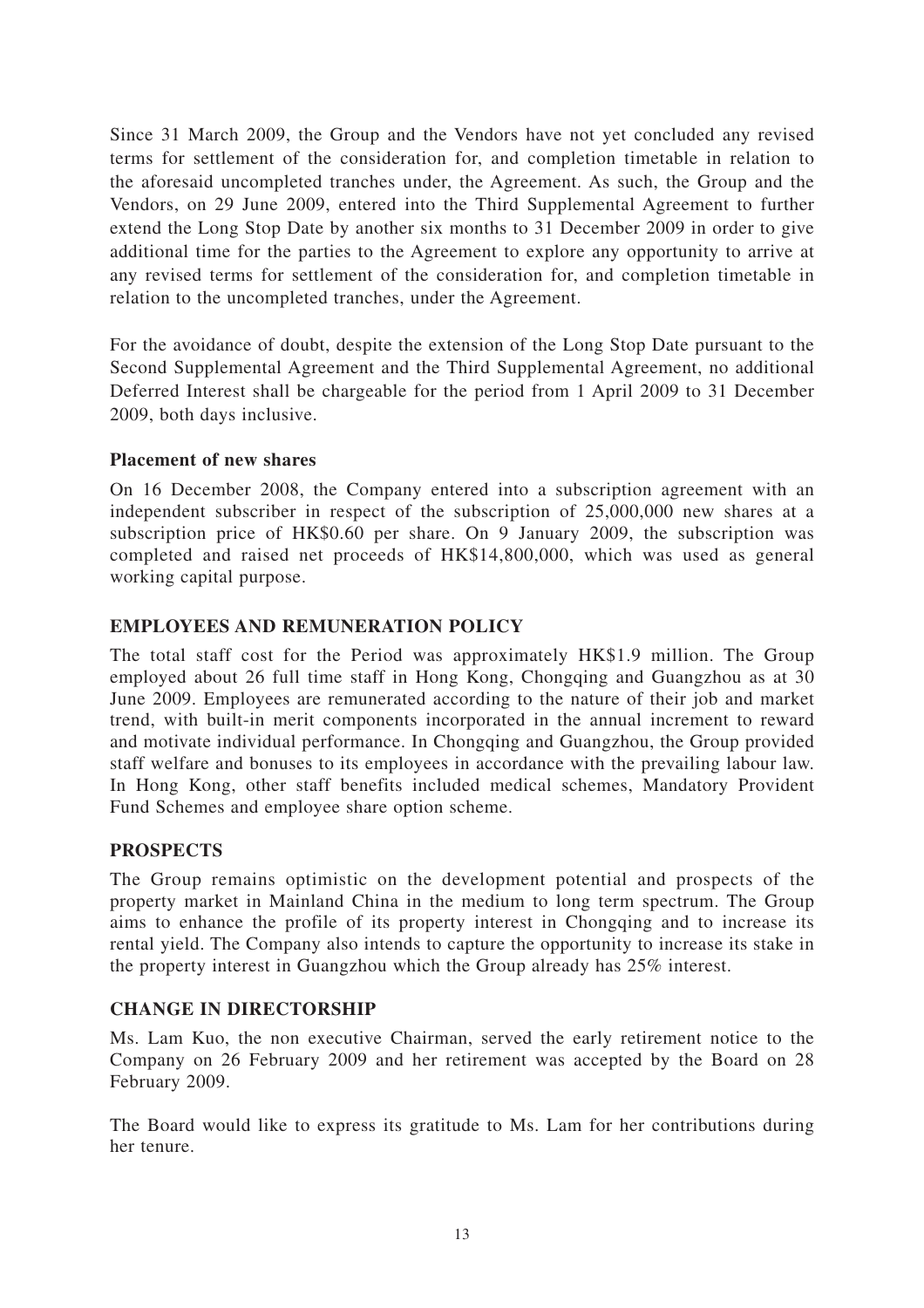Since 31 March 2009, the Group and the Vendors have not yet concluded any revised terms for settlement of the consideration for, and completion timetable in relation to the aforesaid uncompleted tranches under, the Agreement. As such, the Group and the Vendors, on 29 June 2009, entered into the Third Supplemental Agreement to further extend the Long Stop Date by another six months to 31 December 2009 in order to give additional time for the parties to the Agreement to explore any opportunity to arrive at any revised terms for settlement of the consideration for, and completion timetable in relation to the uncompleted tranches, under the Agreement.

For the avoidance of doubt, despite the extension of the Long Stop Date pursuant to the Second Supplemental Agreement and the Third Supplemental Agreement, no additional Deferred Interest shall be chargeable for the period from 1 April 2009 to 31 December 2009, both days inclusive.

**Placement of new shares**

On 16 December 2008, the Company entered into a subscription agreement with an independent subscriber in respect of the subscription of 25,000,000 new shares at a subscription price of HK$0.60 per share. On 9 January 2009, the subscription was completed and raised net proceeds of HK$14,800,000, which was used as general working capital purpose.

## EMPLOYEES AND REMUNERATION POLICY

The total staff cost for the Period was approximately HK$1.9 million. The Group employed about 26 full time staff in Hong Kong, Chongqing and Guangzhou as at 30 June 2009. Employees are remunerated according to the nature of their job and market trend, with built-in merit components incorporated in the annual increment to reward and motivate individual performance. In Chongqing and Guangzhou, the Group provided staff welfare and bonuses to its employees in accordance with the prevailing labour law. In Hong Kong, other staff benefits included medical schemes, Mandatory Provident Fund Schemes and employee share option scheme.

## PROSPECTS

The Group remains optimistic on the development potential and prospects of the property market in Mainland China in the medium to long term spectrum. The Group aims to enhance the profile of its property interest in Chongqing and to increase its rental yield. The Company also intends to capture the opportunity to increase its stake in the property interest in Guangzhou which the Group already has 25% interest.

## CHANGE IN DIRECTORSHIP

Ms. Lam Kuo, the non executive Chairman, served the early retirement notice to the Company on 26 February 2009 and her retirement was accepted by the Board on 28 February 2009.

The Board would like to express its gratitude to Ms. Lam for her contributions during her tenure.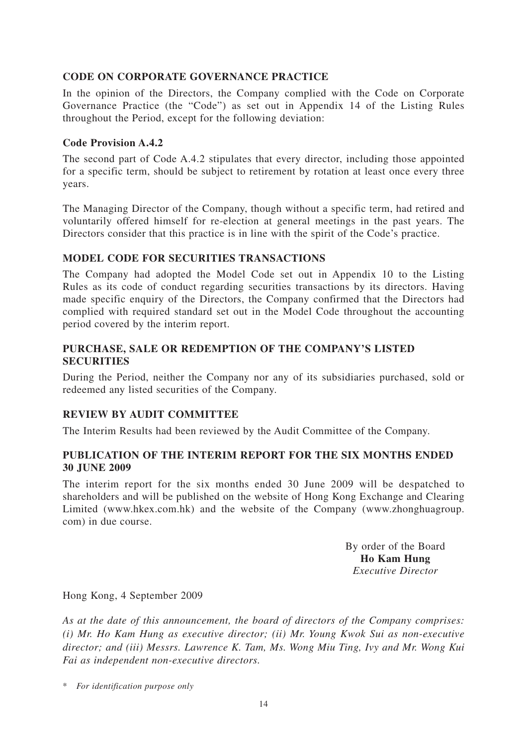## CODE ON CORPORATE GOVERNANCE PRACTICE

In the opinion of the Directors, the Company complied with the Code on Corporate Governance Practice (the "Code") as set out in Appendix 14 of the Listing Rules throughout the Period, except for the following deviation:

### Code Provision A.4.2

The second part of Code A.4.2 stipulates that every director, including those appointed for a specific term, should be subject to retirement by rotation at least once every three years.

The Managing Director of the Company, though without a specific term, had retired and voluntarily offered himself for re-election at general meetings in the past years. The Directors consider that this practice is in line with the spirit of the Code's practice.

## MODEL CODE FOR SECURITIES TRANSACTIONS

The Company had adopted the Model Code set out in Appendix 10 to the Listing Rules as its code of conduct regarding securities transactions by its directors. Having made specific enquiry of the Directors, the Company confirmed that the Directors had complied with required standard set out in the Model Code throughout the accounting period covered by the interim report.

## PURCHASE, SALE OR REDEMPTION OF THE COMPANY'S LISTED SECURITIES

During the Period, neither the Company nor any of its subsidiaries purchased, sold or redeemed any listed securities of the Company.

## REVIEW BY AUDIT COMMITTEE

The Interim Results had been reviewed by the Audit Committee of the Company.

## PUBLICATION OF THE INTERIM REPORT FOR THE SIX MONTHS ENDED 30 JUNE 2009

The interim report for the six months ended 30 June 2009 will be despatched to shareholders and will be published on the website of Hong Kong Exchange and Clearing Limited (www.hkex.com.hk) and the website of the Company (www.zhonghuagroup.com) in due course.

By order of the Board
**Ho Kam Hung**
*Executive Director*

Hong Kong, 4 September 2009

*As at the date of this announcement, the board of directors of the Company comprises: (i) Mr. Ho Kam Hung as executive director; (ii) Mr. Young Kwok Sui as non-executive director; and (iii) Messrs. Lawrence K. Tam, Ms. Wong Miu Ting, Ivy and Mr. Wong Kui Fai as independent non-executive directors.*

\* *For identification purpose only*